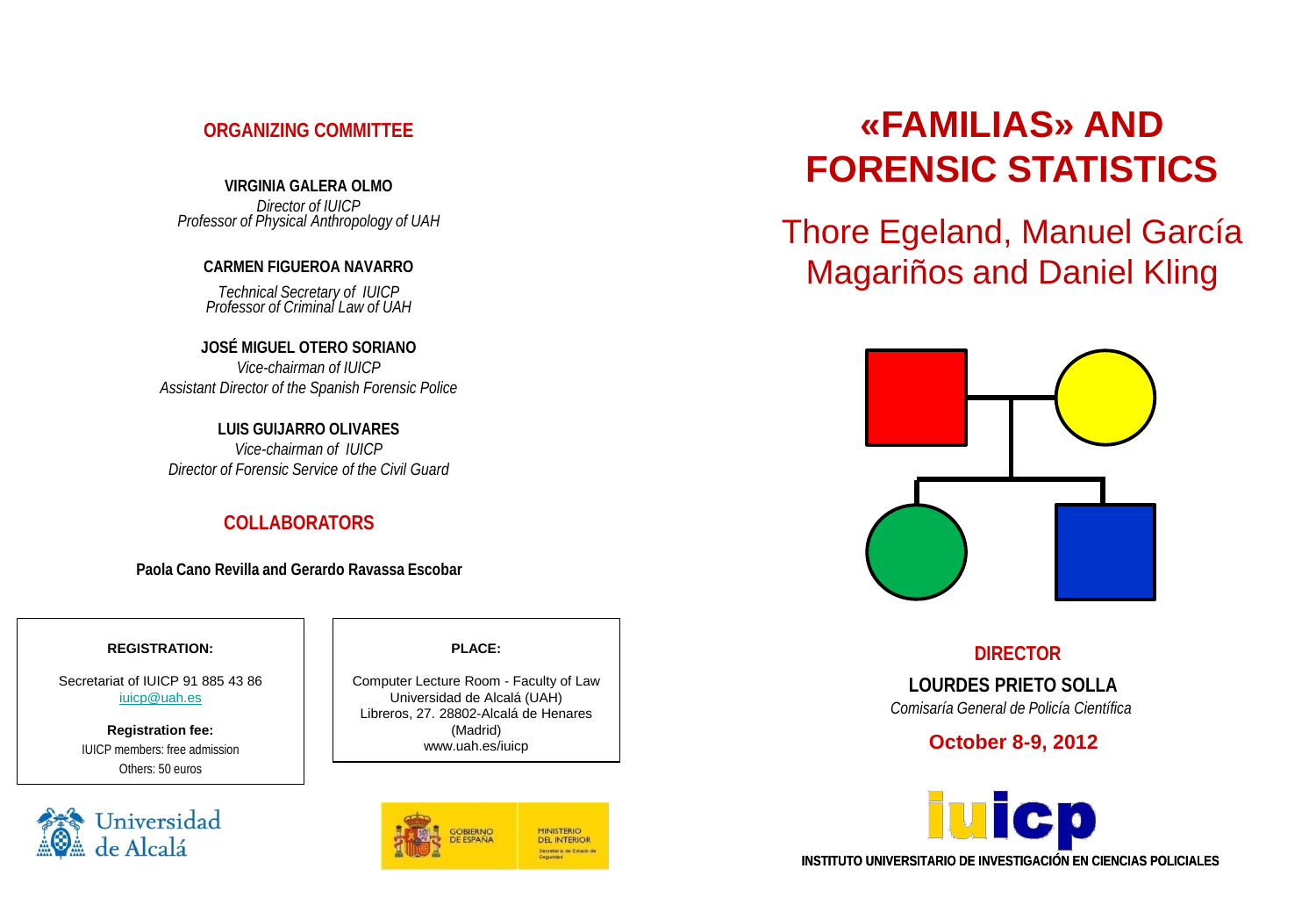## ORGANIZING COMMITTEE

**VIRGINIA GALERA OLMO**
*Director of IUICP*
*Professor of Physical Anthropology of UAH*

**CARMEN FIGUEROA NAVARRO**
*Technical Secretary of IUICP*
*Professor of Criminal Law of UAH*

**JOSÉ MIGUEL OTERO SORIANO**
*Vice-chairman of IUICP*
*Assistant Director of the Spanish Forensic Police*

**LUIS GUIJARRO OLIVARES**
*Vice-chairman of IUICP*
*Director of Forensic Service of the Civil Guard*

## COLLABORATORS

**Paola Cano Revilla and Gerardo Ravassa Escobar**

**REGISTRATION:**

Secretariat of IUICP 91 885 43 86
iuicp@uah.es

**Registration fee:**
IUICP members: free admission
Others: 50 euros

**PLACE:**

Computer Lecture Room - Faculty of Law
Universidad de Alcalá (UAH)
Libreros, 27. 28802-Alcalá de Henares (Madrid)
www.uah.es/iuicp

Universidad de Alcalá

GOBIERNO DE ESPAÑA — MINISTERIO DEL INTERIOR — Secretaría de Estado de Seguridad

# «FAMILIAS» AND FORENSIC STATISTICS

## Thore Egeland, Manuel García Magariños and Daniel Kling

## DIRECTOR

**LOURDES PRIETO SOLLA**
*Comisaría General de Policía Científica*

**October 8-9, 2012**

iuicp

**INSTITUTO UNIVERSITARIO DE INVESTIGACIÓN EN CIENCIAS POLICIALES**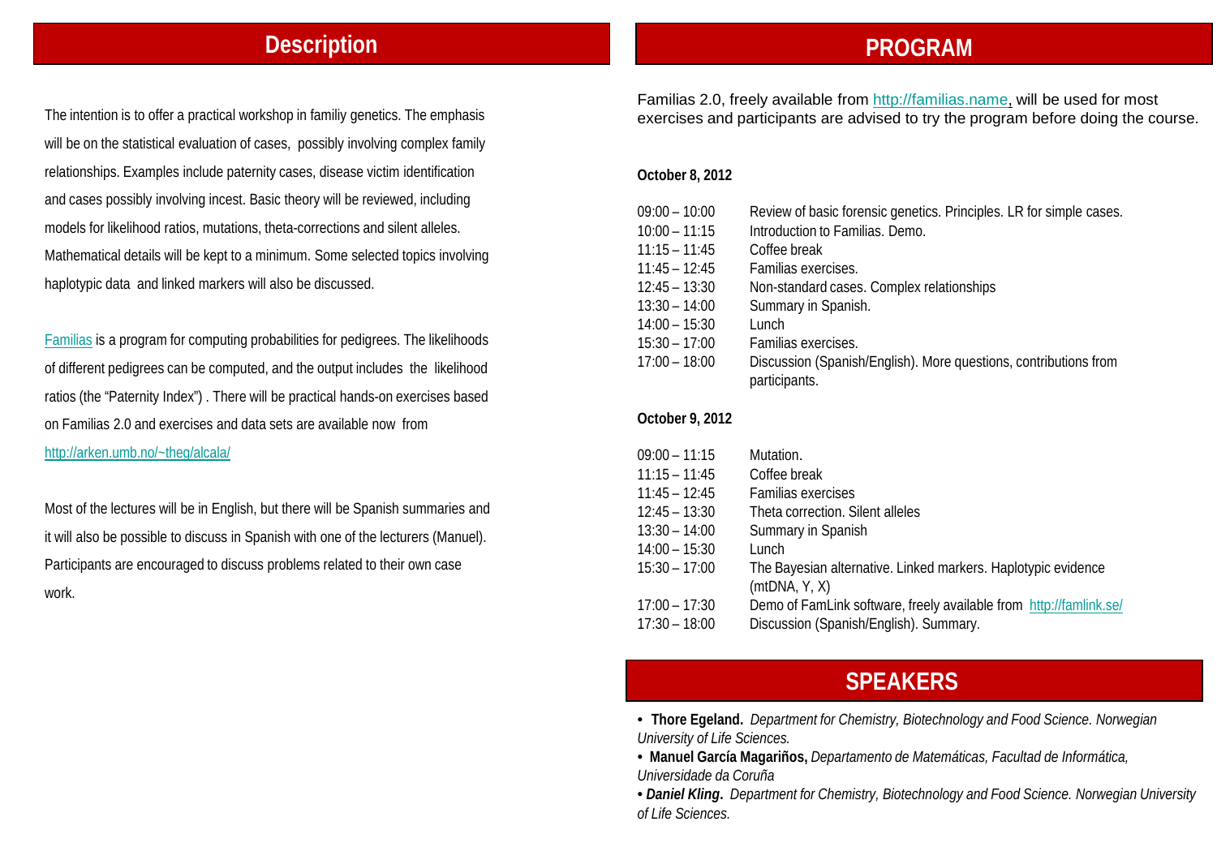## Description

The intention is to offer a practical workshop in familiy genetics. The emphasis will be on the statistical evaluation of cases, possibly involving complex family relationships. Examples include paternity cases, disease victim identification and cases possibly involving incest. Basic theory will be reviewed, including models for likelihood ratios, mutations, theta-corrections and silent alleles. Mathematical details will be kept to a minimum. Some selected topics involving haplotypic data and linked markers will also be discussed.

Familias is a program for computing probabilities for pedigrees. The likelihoods of different pedigrees can be computed, and the output includes the likelihood ratios (the "Paternity Index") . There will be practical hands-on exercises based on Familias 2.0 and exercises and data sets are available now from http://arken.umb.no/~theg/alcala/

Most of the lectures will be in English, but there will be Spanish summaries and it will also be possible to discuss in Spanish with one of the lecturers (Manuel). Participants are encouraged to discuss problems related to their own case work.

## PROGRAM

Familias 2.0, freely available from http://familias.name, will be used for most exercises and participants are advised to try the program before doing the course.

**October 8, 2012**

| | |
|---|---|
| 09:00 – 10:00 | Review of basic forensic genetics. Principles. LR for simple cases. |
| 10:00 – 11:15 | Introduction to Familias. Demo. |
| 11:15 – 11:45 | Coffee break |
| 11:45 – 12:45 | Familias exercises. |
| 12:45 – 13:30 | Non-standard cases. Complex relationships |
| 13:30 – 14:00 | Summary in Spanish. |
| 14:00 – 15:30 | Lunch |
| 15:30 – 17:00 | Familias exercises. |
| 17:00 – 18:00 | Discussion (Spanish/English). More questions, contributions from participants. |

**October 9, 2012**

| | |
|---|---|
| 09:00 – 11:15 | Mutation. |
| 11:15 – 11:45 | Coffee break |
| 11:45 – 12:45 | Familias exercises |
| 12:45 – 13:30 | Theta correction. Silent alleles |
| 13:30 – 14:00 | Summary in Spanish |
| 14:00 – 15:30 | Lunch |
| 15:30 – 17:00 | The Bayesian alternative. Linked markers. Haplotypic evidence (mtDNA, Y, X) |
| 17:00 – 17:30 | Demo of FamLink software, freely available from http://famlink.se/ |
| 17:30 – 18:00 | Discussion (Spanish/English). Summary. |

## SPEAKERS

- **Thore Egeland.** *Department for Chemistry, Biotechnology and Food Science. Norwegian University of Life Sciences.*
- **Manuel García Magariños,** *Departamento de Matemáticas, Facultad de Informática, Universidade da Coruña*
- ***Daniel Kling*.** *Department for Chemistry, Biotechnology and Food Science. Norwegian University of Life Sciences.*